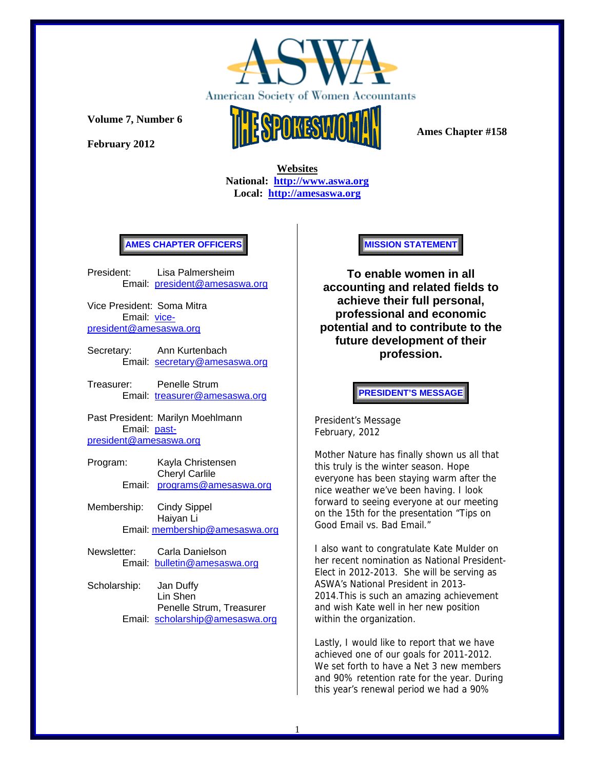# ASWA

American Society of Women Accountants

**Volume 7, Number 6**

**February 2012**

# THE SPOKESWOMAN

**Ames Chapter #158**

**Websites**
**National: [http://www.aswa.org](http://www.aswa.org)**
**Local: [http://amesaswa.org](http://amesaswa.org)**

## AMES CHAPTER OFFICERS

President: Lisa Palmersheim
Email: president@amesaswa.org

Vice President: Soma Mitra
Email: vice-president@amesaswa.org

Secretary: Ann Kurtenbach
Email: secretary@amesaswa.org

Treasurer: Penelle Strum
Email: treasurer@amesaswa.org

Past President: Marilyn Moehlmann
Email: past-president@amesaswa.org

Program: Kayla Christensen
Cheryl Carlile
Email: programs@amesaswa.org

Membership: Cindy Sippel
Haiyan Li
Email: membership@amesaswa.org

Newsletter: Carla Danielson
Email: bulletin@amesaswa.org

Scholarship: Jan Duffy
Lin Shen
Penelle Strum, Treasurer
Email: scholarship@amesaswa.org

## MISSION STATEMENT

**To enable women in all accounting and related fields to achieve their full personal, professional and economic potential and to contribute to the future development of their profession.**

## PRESIDENT'S MESSAGE

President's Message
February, 2012

Mother Nature has finally shown us all that this truly is the winter season. Hope everyone has been staying warm after the nice weather we've been having. I look forward to seeing everyone at our meeting on the 15th for the presentation "Tips on Good Email vs. Bad Email."

I also want to congratulate Kate Mulder on her recent nomination as National President-Elect in 2012-2013. She will be serving as ASWA's National President in 2013-2014.This is such an amazing achievement and wish Kate well in her new position within the organization.

Lastly, I would like to report that we have achieved one of our goals for 2011-2012. We set forth to have a Net 3 new members and 90% retention rate for the year. During this year's renewal period we had a 90%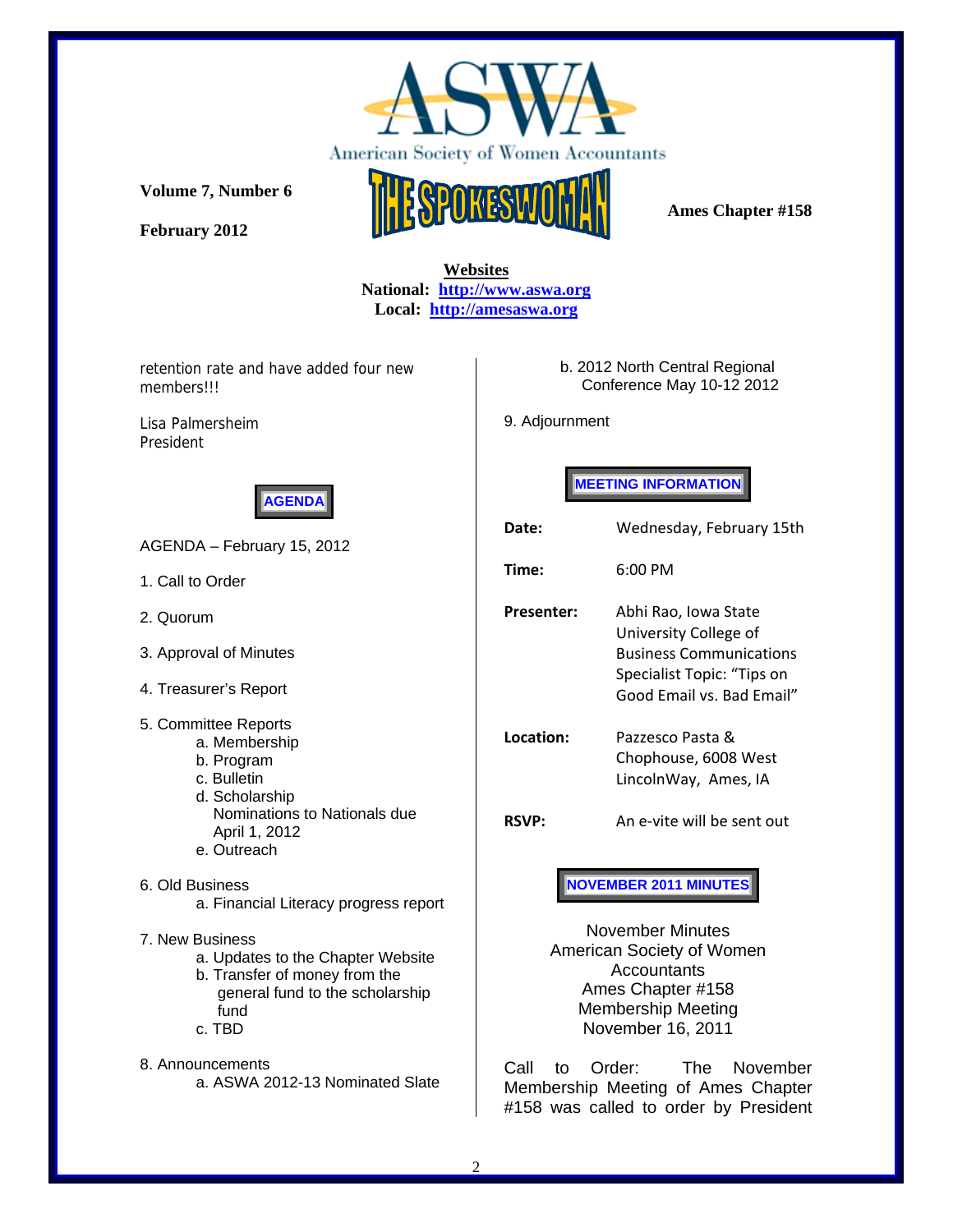Volume 7, Number 6

February 2012

Ames Chapter #158

**Websites**
**National: http://www.aswa.org**
**Local: http://amesaswa.org**

retention rate and have added four new members!!!

Lisa Palmersheim
President

## AGENDA

AGENDA – February 15, 2012

1. Call to Order
2. Quorum
3. Approval of Minutes
4. Treasurer's Report
5. Committee Reports
   - a. Membership
   - b. Program
   - c. Bulletin
   - d. Scholarship
     Nominations to Nationals due April 1, 2012
   - e. Outreach
6. Old Business
   - a. Financial Literacy progress report
7. New Business
   - a. Updates to the Chapter Website
   - b. Transfer of money from the general fund to the scholarship fund
   - c. TBD
8. Announcements
   - a. ASWA 2012-13 Nominated Slate
   - b. 2012 North Central Regional Conference May 10-12 2012
9. Adjournment

## MEETING INFORMATION

**Date:** Wednesday, February 15th

**Time:** 6:00 PM

**Presenter:** Abhi Rao, Iowa State University College of Business Communications Specialist Topic: "Tips on Good Email vs. Bad Email"

**Location:** Pazzesco Pasta & Chophouse, 6008 West LincolnWay, Ames, IA

**RSVP:** An e-vite will be sent out

## NOVEMBER 2011 MINUTES

November Minutes
American Society of Women Accountants
Ames Chapter #158
Membership Meeting
November 16, 2011

Call to Order: The November Membership Meeting of Ames Chapter #158 was called to order by President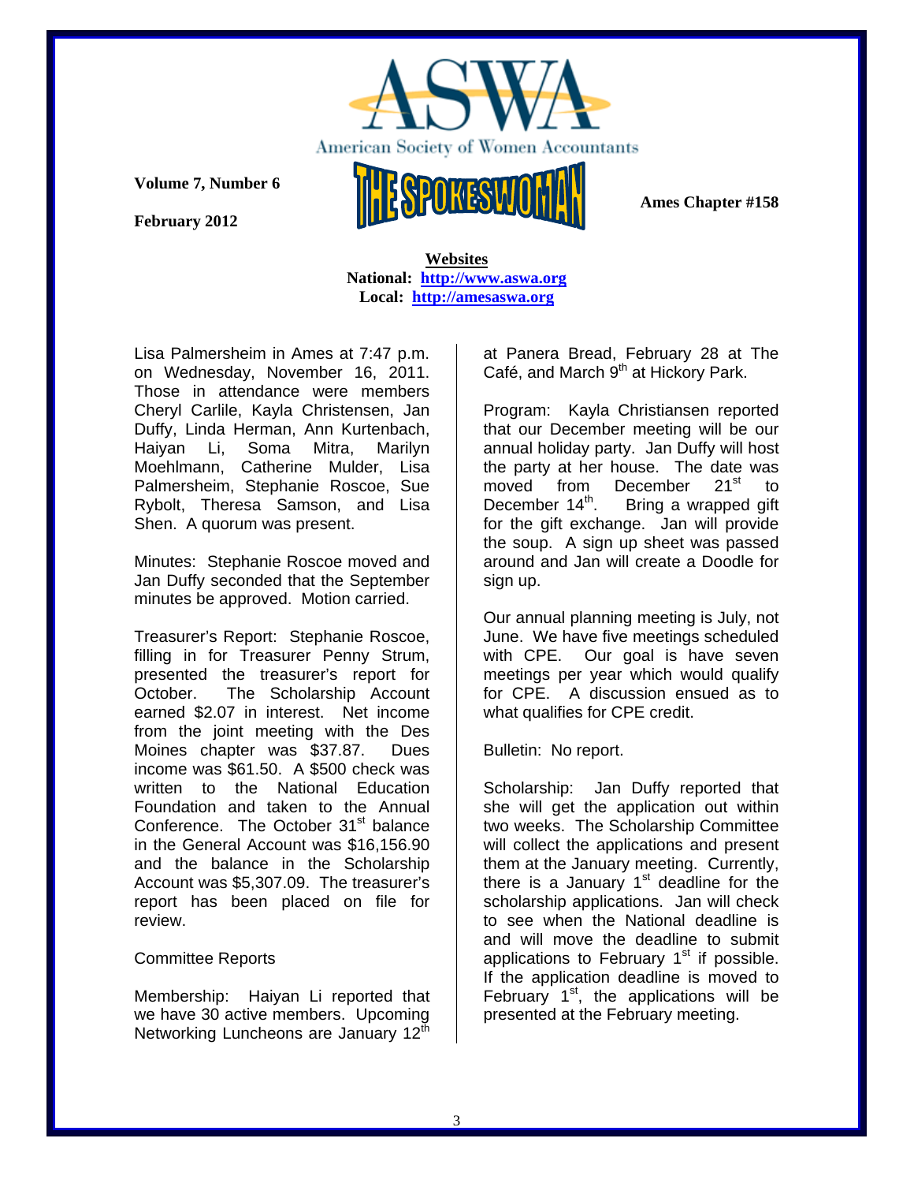**Websites**
**National: http://www.aswa.org**
**Local: http://amesaswa.org**

Lisa Palmersheim in Ames at 7:47 p.m. on Wednesday, November 16, 2011. Those in attendance were members Cheryl Carlile, Kayla Christensen, Jan Duffy, Linda Herman, Ann Kurtenbach, Haiyan Li, Soma Mitra, Marilyn Moehlmann, Catherine Mulder, Lisa Palmersheim, Stephanie Roscoe, Sue Rybolt, Theresa Samson, and Lisa Shen. A quorum was present.

Minutes: Stephanie Roscoe moved and Jan Duffy seconded that the September minutes be approved. Motion carried.

Treasurer's Report: Stephanie Roscoe, filling in for Treasurer Penny Strum, presented the treasurer's report for October. The Scholarship Account earned $2.07 in interest. Net income from the joint meeting with the Des Moines chapter was $37.87. Dues income was $61.50. A $500 check was written to the National Education Foundation and taken to the Annual Conference. The October 31st balance in the General Account was $16,156.90 and the balance in the Scholarship Account was $5,307.09. The treasurer's report has been placed on file for review.

Committee Reports

Membership: Haiyan Li reported that we have 30 active members. Upcoming Networking Luncheons are January 12th at Panera Bread, February 28 at The Café, and March 9th at Hickory Park.

Program: Kayla Christiansen reported that our December meeting will be our annual holiday party. Jan Duffy will host the party at her house. The date was moved from December 21st to December 14th. Bring a wrapped gift for the gift exchange. Jan will provide the soup. A sign up sheet was passed around and Jan will create a Doodle for sign up.

Our annual planning meeting is July, not June. We have five meetings scheduled with CPE. Our goal is have seven meetings per year which would qualify for CPE. A discussion ensued as to what qualifies for CPE credit.

Bulletin: No report.

Scholarship: Jan Duffy reported that she will get the application out within two weeks. The Scholarship Committee will collect the applications and present them at the January meeting. Currently, there is a January 1st deadline for the scholarship applications. Jan will check to see when the National deadline is and will move the deadline to submit applications to February 1st if possible. If the application deadline is moved to February 1st, the applications will be presented at the February meeting.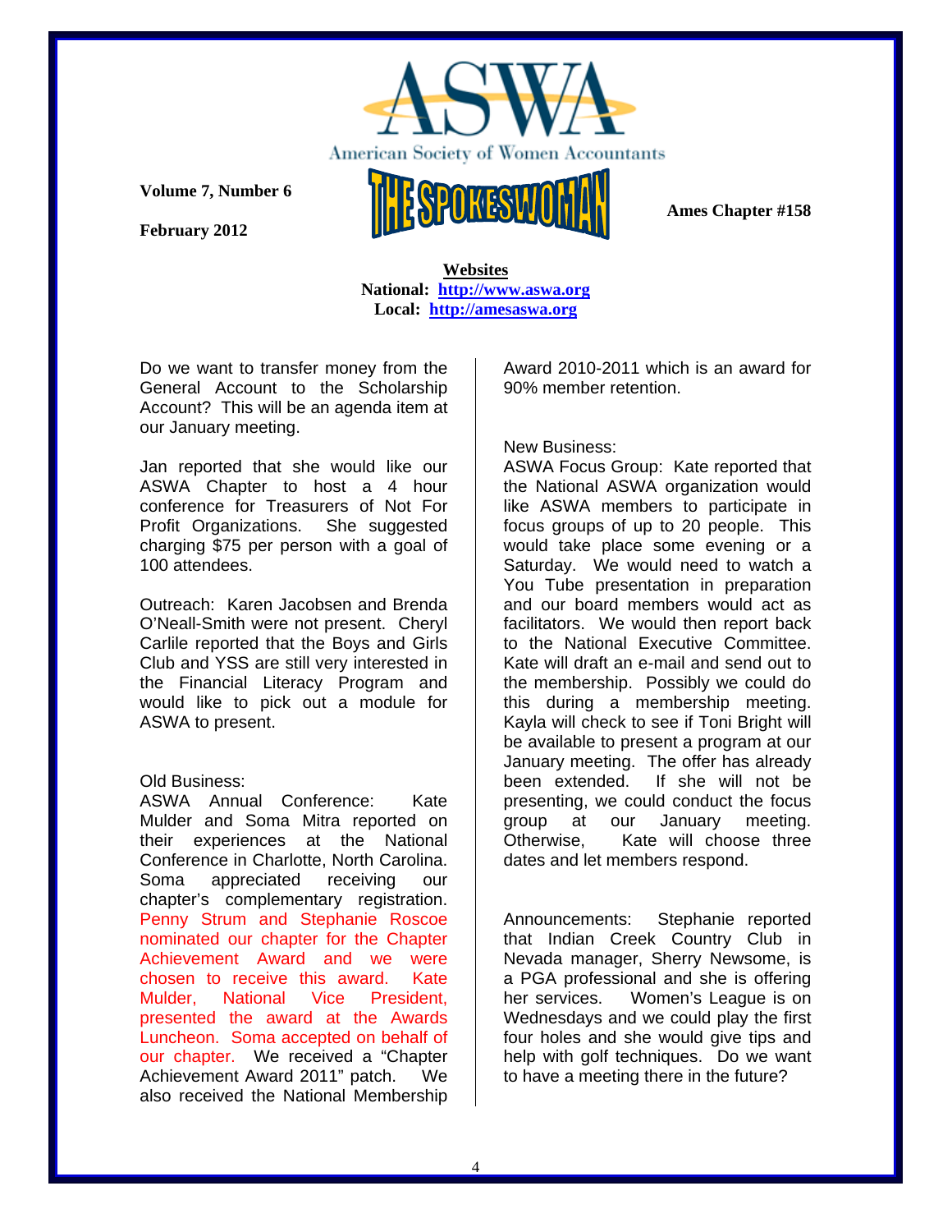**Volume 7, Number 6**

**February 2012**

**Ames Chapter #158**

**Websites**
**National: http://www.aswa.org**
**Local: http://amesaswa.org**

Do we want to transfer money from the General Account to the Scholarship Account? This will be an agenda item at our January meeting.

Jan reported that she would like our ASWA Chapter to host a 4 hour conference for Treasurers of Not For Profit Organizations. She suggested charging $75 per person with a goal of 100 attendees.

Outreach: Karen Jacobsen and Brenda O'Neall-Smith were not present. Cheryl Carlile reported that the Boys and Girls Club and YSS are still very interested in the Financial Literacy Program and would like to pick out a module for ASWA to present.

Old Business:
ASWA Annual Conference: Kate Mulder and Soma Mitra reported on their experiences at the National Conference in Charlotte, North Carolina. Soma appreciated receiving our chapter's complementary registration. Penny Strum and Stephanie Roscoe nominated our chapter for the Chapter Achievement Award and we were chosen to receive this award. Kate Mulder, National Vice President, presented the award at the Awards Luncheon. Soma accepted on behalf of our chapter. We received a "Chapter Achievement Award 2011" patch. We also received the National Membership Award 2010-2011 which is an award for 90% member retention.

New Business:
ASWA Focus Group: Kate reported that the National ASWA organization would like ASWA members to participate in focus groups of up to 20 people. This would take place some evening or a Saturday. We would need to watch a You Tube presentation in preparation and our board members would act as facilitators. We would then report back to the National Executive Committee. Kate will draft an e-mail and send out to the membership. Possibly we could do this during a membership meeting. Kayla will check to see if Toni Bright will be available to present a program at our January meeting. The offer has already been extended. If she will not be presenting, we could conduct the focus group at our January meeting. Otherwise, Kate will choose three dates and let members respond.

Announcements: Stephanie reported that Indian Creek Country Club in Nevada manager, Sherry Newsome, is a PGA professional and she is offering her services. Women's League is on Wednesdays and we could play the first four holes and she would give tips and help with golf techniques. Do we want to have a meeting there in the future?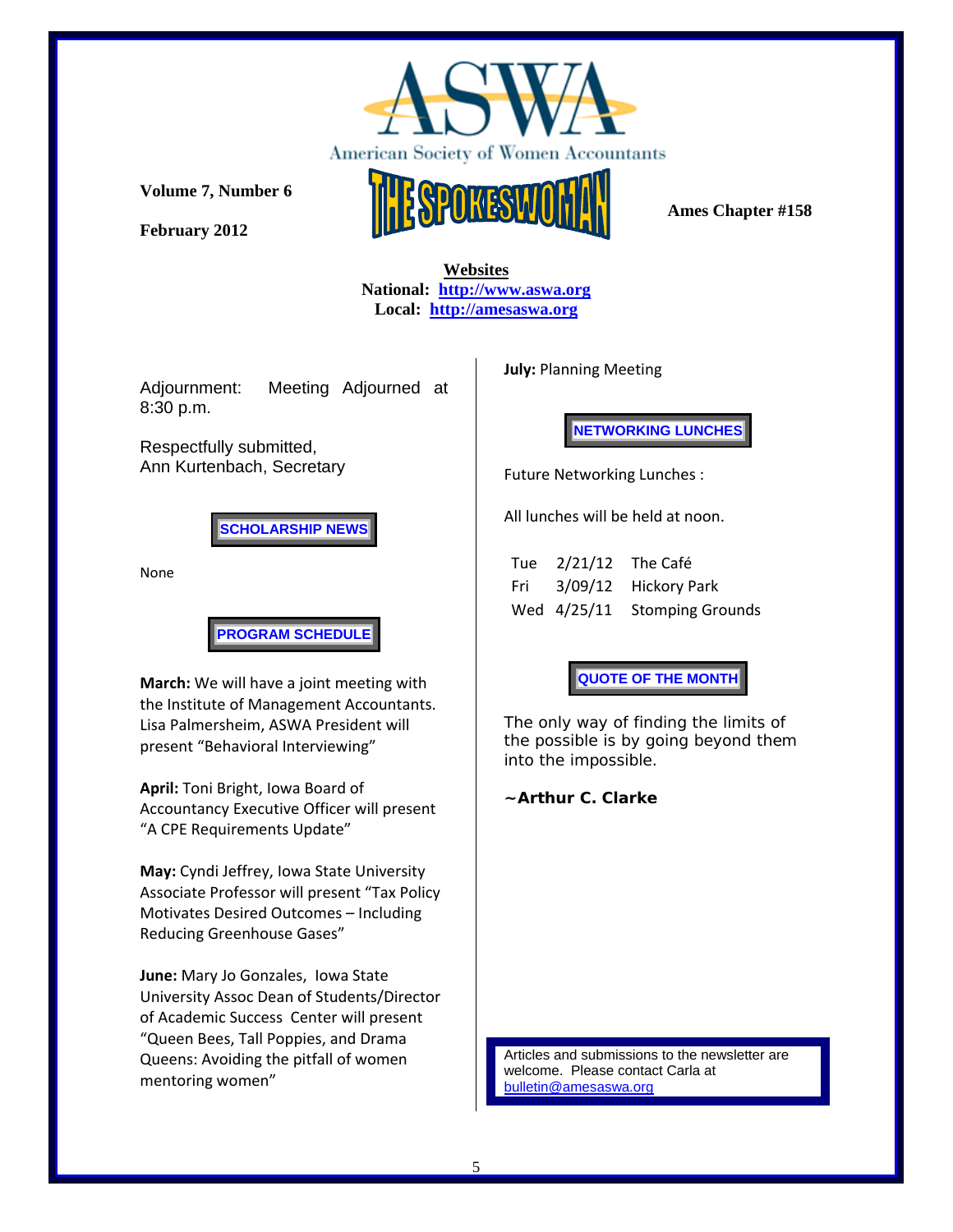**Volume 7, Number 6**

**February 2012**

**Ames Chapter #158**

**Websites**
**National: http://www.aswa.org**
**Local: http://amesaswa.org**

Adjournment: Meeting Adjourned at 8:30 p.m.

Respectfully submitted,
Ann Kurtenbach, Secretary

## SCHOLARSHIP NEWS

None

## PROGRAM SCHEDULE

**March:** We will have a joint meeting with the Institute of Management Accountants. Lisa Palmersheim, ASWA President will present "Behavioral Interviewing"

**April:** Toni Bright, Iowa Board of Accountancy Executive Officer will present "A CPE Requirements Update"

**May:** Cyndi Jeffrey, Iowa State University Associate Professor will present "Tax Policy Motivates Desired Outcomes – Including Reducing Greenhouse Gases"

**June:** Mary Jo Gonzales, Iowa State University Assoc Dean of Students/Director of Academic Success Center will present "Queen Bees, Tall Poppies, and Drama Queens: Avoiding the pitfall of women mentoring women"

**July:** Planning Meeting

## NETWORKING LUNCHES

Future Networking Lunches :

All lunches will be held at noon.

| | | |
|---|---|---|
| Tue | 2/21/12 | The Café |
| Fri | 3/09/12 | Hickory Park |
| Wed | 4/25/11 | Stomping Grounds |

## QUOTE OF THE MONTH

The only way of finding the limits of the possible is by going beyond them into the impossible.

**~Arthur C. Clarke**

Articles and submissions to the newsletter are welcome. Please contact Carla at bulletin@amesaswa.org